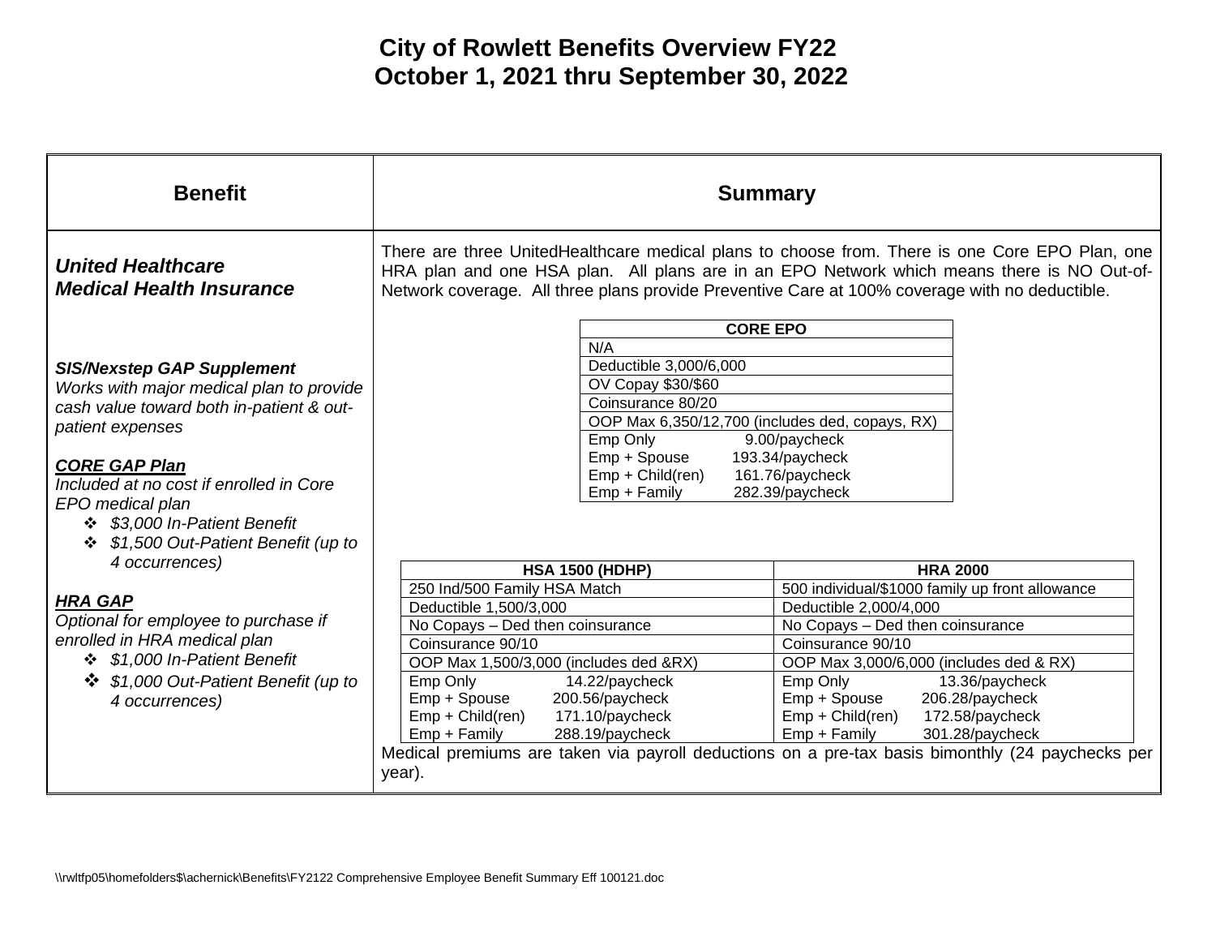# City of Rowlett Benefits Overview FY22
## October 1, 2021 thru September 30, 2022

| Benefit | Summary |
|---|---|
| ***United Healthcare Medical Health Insurance*** | There are three UnitedHealthcare medical plans to choose from. There is one Core EPO Plan, one HRA plan and one HSA plan. All plans are in an EPO Network which means there is NO Out-of-Network coverage. All three plans provide Preventive Care at 100% coverage with no deductible. |

| CORE EPO |
|---|
| N/A |
| Deductible 3,000/6,000 |
| OV Copay $30/$60 |
| Coinsurance 80/20 |
| OOP Max 6,350/12,700 (includes ded, copays, RX) |
| Emp Only 9.00/paycheck<br>Emp + Spouse 193.34/paycheck<br>Emp + Child(ren) 161.76/paycheck<br>Emp + Family 282.39/paycheck |

| HSA 1500 (HDHP) | HRA 2000 |
|---|---|
| 250 Ind/500 Family HSA Match | 500 individual/$1000 family up front allowance |
| Deductible 1,500/3,000 | Deductible 2,000/4,000 |
| No Copays – Ded then coinsurance | No Copays – Ded then coinsurance |
| Coinsurance 90/10 | Coinsurance 90/10 |
| OOP Max 1,500/3,000 (includes ded &RX) | OOP Max 3,000/6,000 (includes ded & RX) |
| Emp Only 14.22/paycheck<br>Emp + Spouse 200.56/paycheck<br>Emp + Child(ren) 171.10/paycheck<br>Emp + Family 288.19/paycheck | Emp Only 13.36/paycheck<br>Emp + Spouse 206.28/paycheck<br>Emp + Child(ren) 172.58/paycheck<br>Emp + Family 301.28/paycheck |

Medical premiums are taken via payroll deductions on a pre-tax basis bimonthly (24 paychecks per year).

***SIS/Nexstep GAP Supplement***
*Works with major medical plan to provide cash value toward both in-patient & out-patient expenses*

***CORE GAP Plan***
*Included at no cost if enrolled in Core EPO medical plan*

- *$3,000 In-Patient Benefit*
- *$1,500 Out-Patient Benefit (up to 4 occurrences)*

***HRA GAP***
*Optional for employee to purchase if enrolled in HRA medical plan*

- *$1,000 In-Patient Benefit*
- *$1,000 Out-Patient Benefit (up to 4 occurrences)*

\\rwltfp05\homefolders$\achernick\Benefits\FY2122 Comprehensive Employee Benefit Summary Eff 100121.doc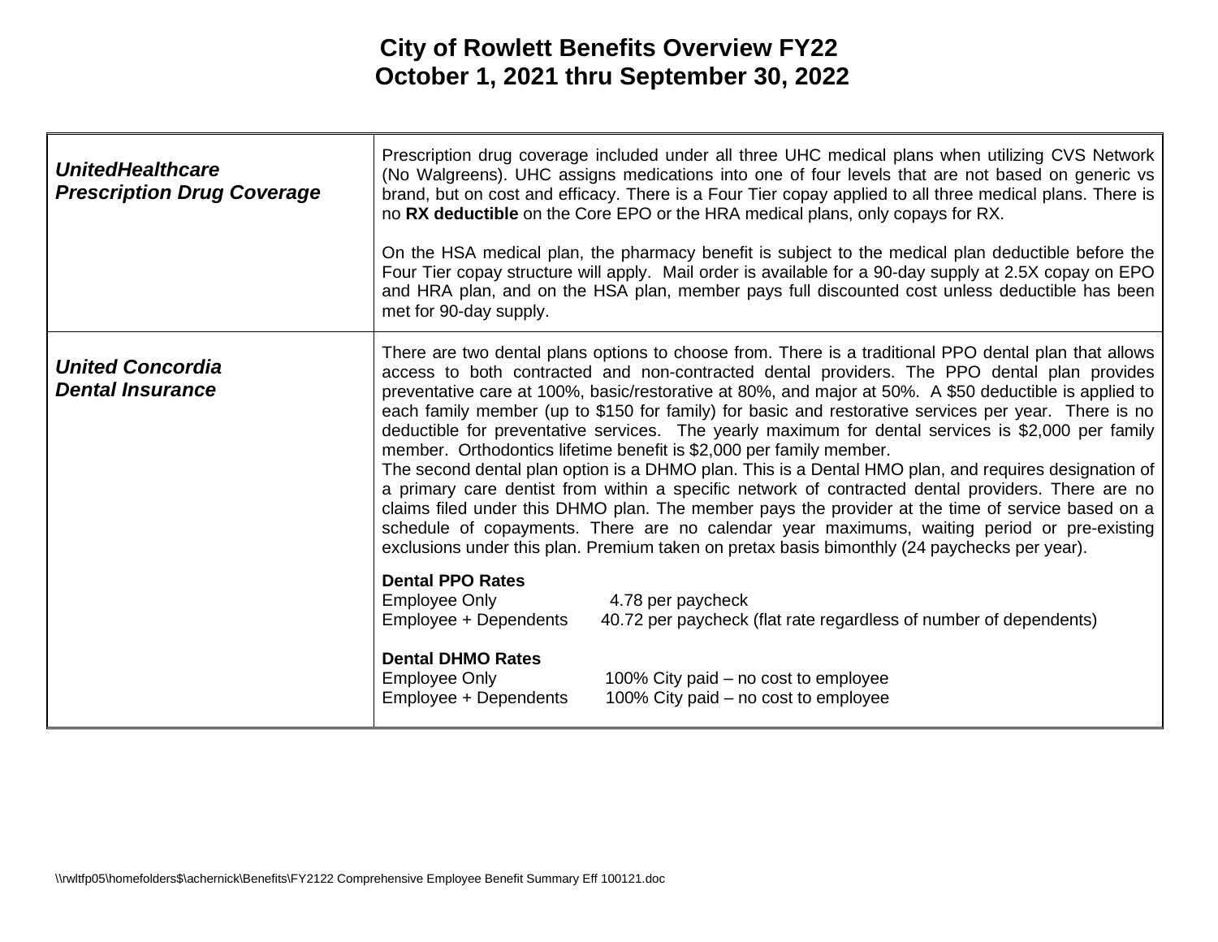# City of Rowlett Benefits Overview FY22
## October 1, 2021 thru September 30, 2022

| | |
|---|---|
| ***UnitedHealthcare Prescription Drug Coverage*** | Prescription drug coverage included under all three UHC medical plans when utilizing CVS Network (No Walgreens). UHC assigns medications into one of four levels that are not based on generic vs brand, but on cost and efficacy. There is a Four Tier copay applied to all three medical plans. There is no **RX deductible** on the Core EPO or the HRA medical plans, only copays for RX.<br><br>On the HSA medical plan, the pharmacy benefit is subject to the medical plan deductible before the Four Tier copay structure will apply. Mail order is available for a 90-day supply at 2.5X copay on EPO and HRA plan, and on the HSA plan, member pays full discounted cost unless deductible has been met for 90-day supply. |
| ***United Concordia Dental Insurance*** | There are two dental plans options to choose from. There is a traditional PPO dental plan that allows access to both contracted and non-contracted dental providers. The PPO dental plan provides preventative care at 100%, basic/restorative at 80%, and major at 50%. A $50 deductible is applied to each family member (up to $150 for family) for basic and restorative services per year. There is no deductible for preventative services. The yearly maximum for dental services is $2,000 per family member. Orthodontics lifetime benefit is $2,000 per family member.<br>The second dental plan option is a DHMO plan. This is a Dental HMO plan, and requires designation of a primary care dentist from within a specific network of contracted dental providers. There are no claims filed under this DHMO plan. The member pays the provider at the time of service based on a schedule of copayments. There are no calendar year maximums, waiting period or pre-existing exclusions under this plan. Premium taken on pretax basis bimonthly (24 paychecks per year).<br><br>**Dental PPO Rates**<br>Employee Only — 4.78 per paycheck<br>Employee + Dependents — 40.72 per paycheck (flat rate regardless of number of dependents)<br><br>**Dental DHMO Rates**<br>Employee Only — 100% City paid – no cost to employee<br>Employee + Dependents — 100% City paid – no cost to employee |

\\rwltfp05\homefolders$\achernick\Benefits\FY2122 Comprehensive Employee Benefit Summary Eff 100121.doc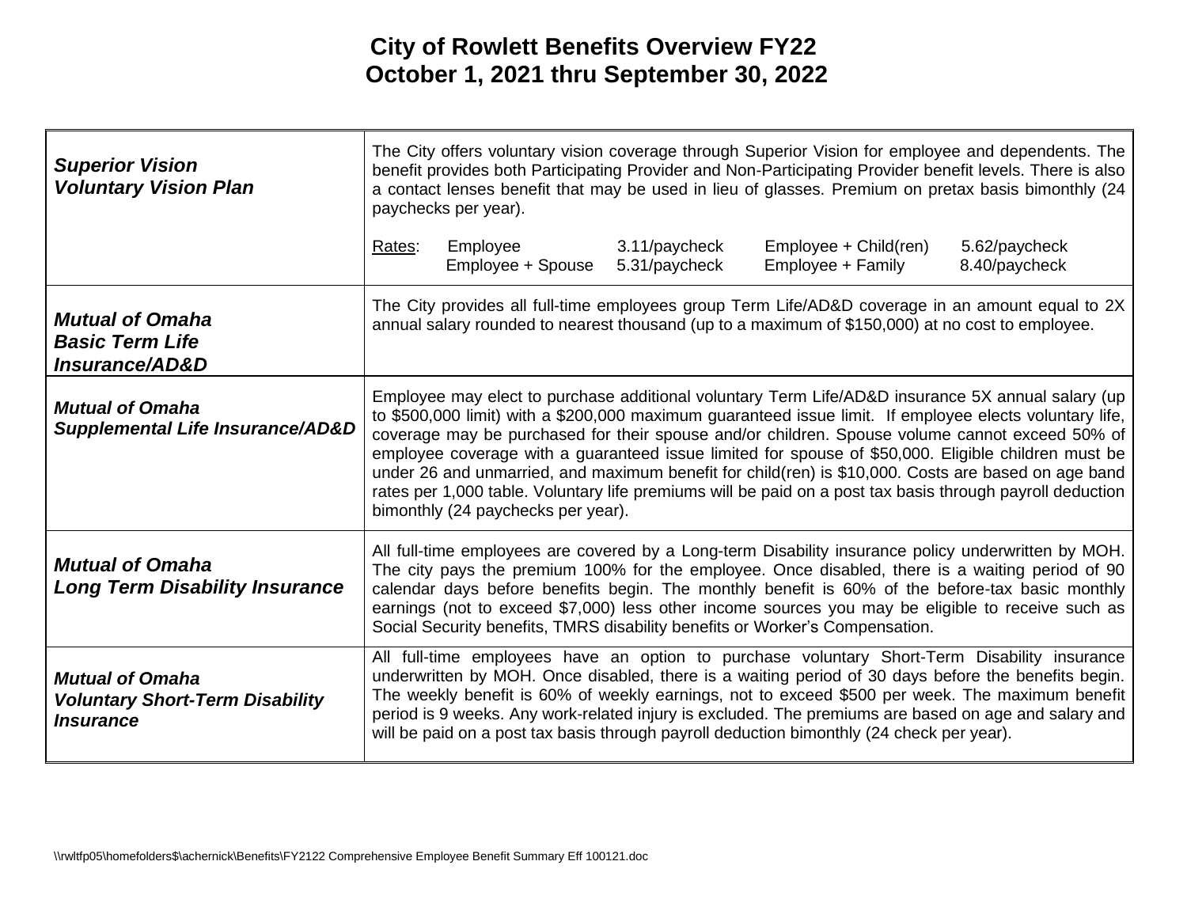# City of Rowlett Benefits Overview FY22
## October 1, 2021 thru September 30, 2022

| | |
|---|---|
| ***Superior Vision Voluntary Vision Plan*** | The City offers voluntary vision coverage through Superior Vision for employee and dependents. The benefit provides both Participating Provider and Non-Participating Provider benefit levels. There is also a contact lenses benefit that may be used in lieu of glasses. Premium on pretax basis bimonthly (24 paychecks per year).<br><br>Rates: Employee 3.11/paycheck; Employee + Child(ren) 5.62/paycheck; Employee + Spouse 5.31/paycheck; Employee + Family 8.40/paycheck |
| ***Mutual of Omaha Basic Term Life Insurance/AD&D*** | The City provides all full-time employees group Term Life/AD&D coverage in an amount equal to 2X annual salary rounded to nearest thousand (up to a maximum of $150,000) at no cost to employee. |
| ***Mutual of Omaha Supplemental Life Insurance/AD&D*** | Employee may elect to purchase additional voluntary Term Life/AD&D insurance 5X annual salary (up to $500,000 limit) with a $200,000 maximum guaranteed issue limit. If employee elects voluntary life, coverage may be purchased for their spouse and/or children. Spouse volume cannot exceed 50% of employee coverage with a guaranteed issue limited for spouse of $50,000. Eligible children must be under 26 and unmarried, and maximum benefit for child(ren) is $10,000. Costs are based on age band rates per 1,000 table. Voluntary life premiums will be paid on a post tax basis through payroll deduction bimonthly (24 paychecks per year). |
| ***Mutual of Omaha Long Term Disability Insurance*** | All full-time employees are covered by a Long-term Disability insurance policy underwritten by MOH. The city pays the premium 100% for the employee. Once disabled, there is a waiting period of 90 calendar days before benefits begin. The monthly benefit is 60% of the before-tax basic monthly earnings (not to exceed $7,000) less other income sources you may be eligible to receive such as Social Security benefits, TMRS disability benefits or Worker's Compensation. |
| ***Mutual of Omaha Voluntary Short-Term Disability Insurance*** | All full-time employees have an option to purchase voluntary Short-Term Disability insurance underwritten by MOH. Once disabled, there is a waiting period of 30 days before the benefits begin. The weekly benefit is 60% of weekly earnings, not to exceed $500 per week. The maximum benefit period is 9 weeks. Any work-related injury is excluded. The premiums are based on age and salary and will be paid on a post tax basis through payroll deduction bimonthly (24 check per year). |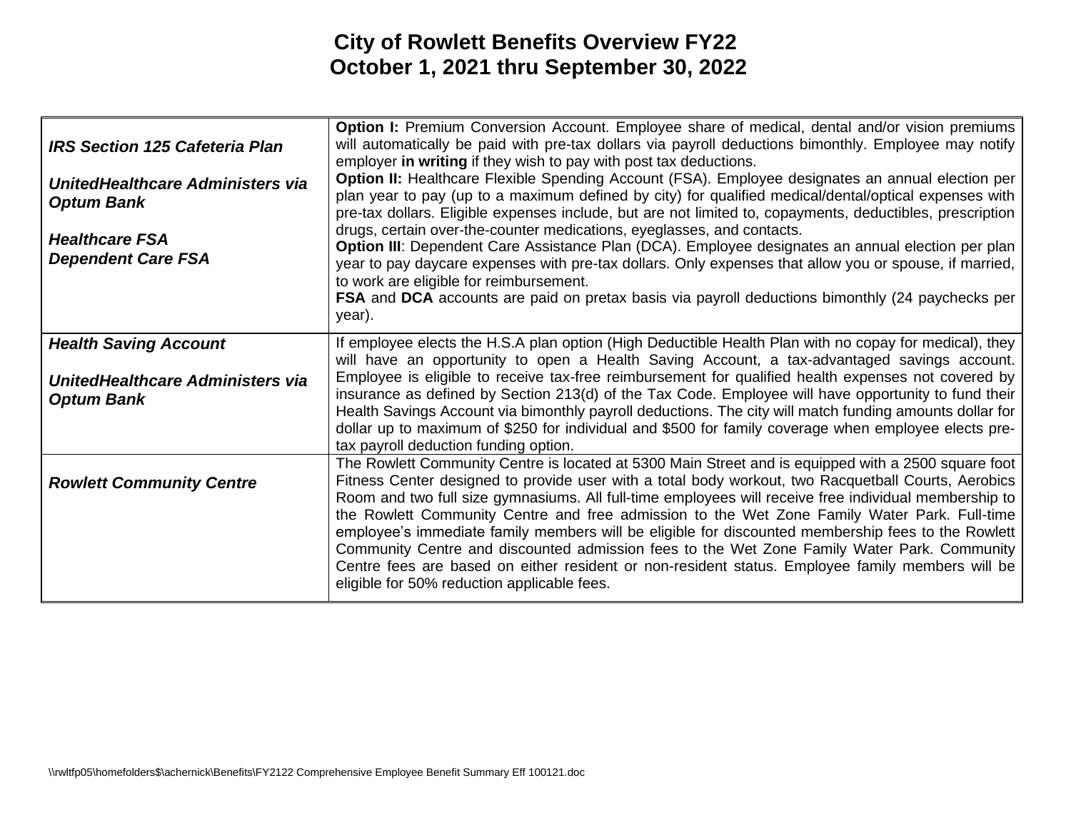# City of Rowlett Benefits Overview FY22
## October 1, 2021 thru September 30, 2022

| | |
|---|---|
| ***IRS Section 125 Cafeteria Plan***<br><br>***UnitedHealthcare Administers via Optum Bank***<br><br>***Healthcare FSA***<br>***Dependent Care FSA*** | **Option I:** Premium Conversion Account. Employee share of medical, dental and/or vision premiums will automatically be paid with pre-tax dollars via payroll deductions bimonthly. Employee may notify employer **in writing** if they wish to pay with post tax deductions.<br>**Option II:** Healthcare Flexible Spending Account (FSA). Employee designates an annual election per plan year to pay (up to a maximum defined by city) for qualified medical/dental/optical expenses with pre-tax dollars. Eligible expenses include, but are not limited to, copayments, deductibles, prescription drugs, certain over-the-counter medications, eyeglasses, and contacts.<br>**Option III**: Dependent Care Assistance Plan (DCA). Employee designates an annual election per plan year to pay daycare expenses with pre-tax dollars. Only expenses that allow you or spouse, if married, to work are eligible for reimbursement.<br>**FSA** and **DCA** accounts are paid on pretax basis via payroll deductions bimonthly (24 paychecks per year). |
| ***Health Saving Account***<br><br>***UnitedHealthcare Administers via Optum Bank*** | If employee elects the H.S.A plan option (High Deductible Health Plan with no copay for medical), they will have an opportunity to open a Health Saving Account, a tax-advantaged savings account. Employee is eligible to receive tax-free reimbursement for qualified health expenses not covered by insurance as defined by Section 213(d) of the Tax Code. Employee will have opportunity to fund their Health Savings Account via bimonthly payroll deductions. The city will match funding amounts dollar for dollar up to maximum of $250 for individual and $500 for family coverage when employee elects pre-tax payroll deduction funding option. |
| ***Rowlett Community Centre*** | The Rowlett Community Centre is located at 5300 Main Street and is equipped with a 2500 square foot Fitness Center designed to provide user with a total body workout, two Racquetball Courts, Aerobics Room and two full size gymnasiums. All full-time employees will receive free individual membership to the Rowlett Community Centre and free admission to the Wet Zone Family Water Park. Full-time employee's immediate family members will be eligible for discounted membership fees to the Rowlett Community Centre and discounted admission fees to the Wet Zone Family Water Park. Community Centre fees are based on either resident or non-resident status. Employee family members will be eligible for 50% reduction applicable fees. |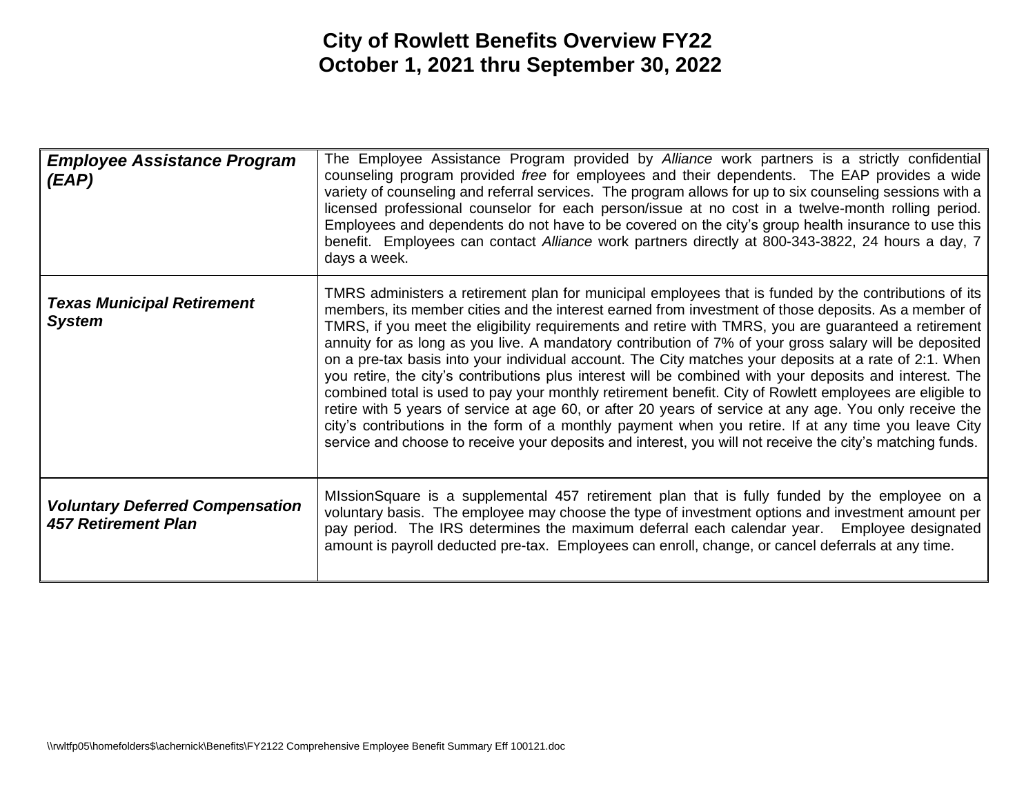# City of Rowlett Benefits Overview FY22
## October 1, 2021 thru September 30, 2022

| | |
|---|---|
| ***Employee Assistance Program (EAP)*** | The Employee Assistance Program provided by *Alliance* work partners is a strictly confidential counseling program provided *free* for employees and their dependents. The EAP provides a wide variety of counseling and referral services. The program allows for up to six counseling sessions with a licensed professional counselor for each person/issue at no cost in a twelve-month rolling period. Employees and dependents do not have to be covered on the city's group health insurance to use this benefit. Employees can contact *Alliance* work partners directly at 800-343-3822, 24 hours a day, 7 days a week. |
| ***Texas Municipal Retirement System*** | TMRS administers a retirement plan for municipal employees that is funded by the contributions of its members, its member cities and the interest earned from investment of those deposits. As a member of TMRS, if you meet the eligibility requirements and retire with TMRS, you are guaranteed a retirement annuity for as long as you live. A mandatory contribution of 7% of your gross salary will be deposited on a pre-tax basis into your individual account. The City matches your deposits at a rate of 2:1. When you retire, the city's contributions plus interest will be combined with your deposits and interest. The combined total is used to pay your monthly retirement benefit. City of Rowlett employees are eligible to retire with 5 years of service at age 60, or after 20 years of service at any age. You only receive the city's contributions in the form of a monthly payment when you retire. If at any time you leave City service and choose to receive your deposits and interest, you will not receive the city's matching funds. |
| ***Voluntary Deferred Compensation 457 Retirement Plan*** | MIssionSquare is a supplemental 457 retirement plan that is fully funded by the employee on a voluntary basis. The employee may choose the type of investment options and investment amount per pay period. The IRS determines the maximum deferral each calendar year. Employee designated amount is payroll deducted pre-tax. Employees can enroll, change, or cancel deferrals at any time. |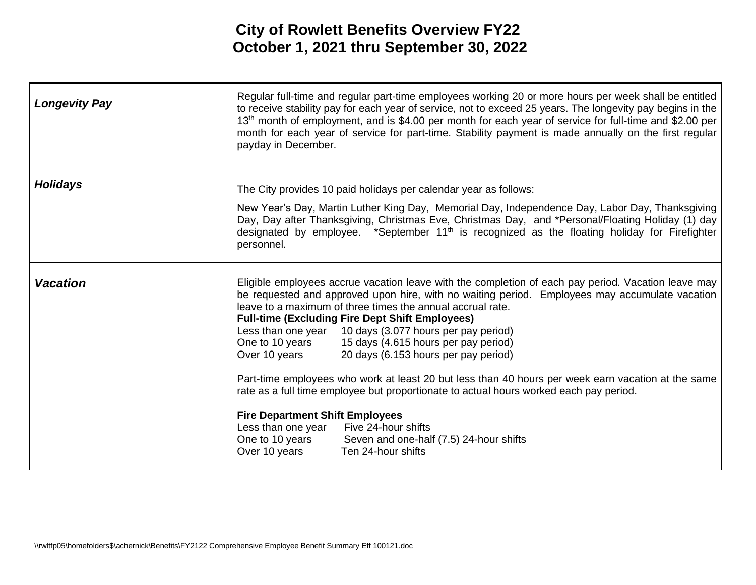# City of Rowlett Benefits Overview FY22
## October 1, 2021 thru September 30, 2022

| | |
|---|---|
| ***Longevity Pay*** | Regular full-time and regular part-time employees working 20 or more hours per week shall be entitled to receive stability pay for each year of service, not to exceed 25 years. The longevity pay begins in the 13th month of employment, and is $4.00 per month for each year of service for full-time and $2.00 per month for each year of service for part-time. Stability payment is made annually on the first regular payday in December. |
| ***Holidays*** | The City provides 10 paid holidays per calendar year as follows:<br><br>New Year's Day, Martin Luther King Day, Memorial Day, Independence Day, Labor Day, Thanksgiving Day, Day after Thanksgiving, Christmas Eve, Christmas Day, and *Personal/Floating Holiday (1) day designated by employee. *September 11th is recognized as the floating holiday for Firefighter personnel. |
| ***Vacation*** | Eligible employees accrue vacation leave with the completion of each pay period. Vacation leave may be requested and approved upon hire, with no waiting period. Employees may accumulate vacation leave to a maximum of three times the annual accrual rate.<br>**Full-time (Excluding Fire Dept Shift Employees)**<br>Less than one year 10 days (3.077 hours per pay period)<br>One to 10 years 15 days (4.615 hours per pay period)<br>Over 10 years 20 days (6.153 hours per pay period)<br><br>Part-time employees who work at least 20 but less than 40 hours per week earn vacation at the same rate as a full time employee but proportionate to actual hours worked each pay period.<br><br>**Fire Department Shift Employees**<br>Less than one year Five 24-hour shifts<br>One to 10 years Seven and one-half (7.5) 24-hour shifts<br>Over 10 years Ten 24-hour shifts |

\\rwltfp05\homefolders$\achernick\Benefits\FY2122 Comprehensive Employee Benefit Summary Eff 100121.doc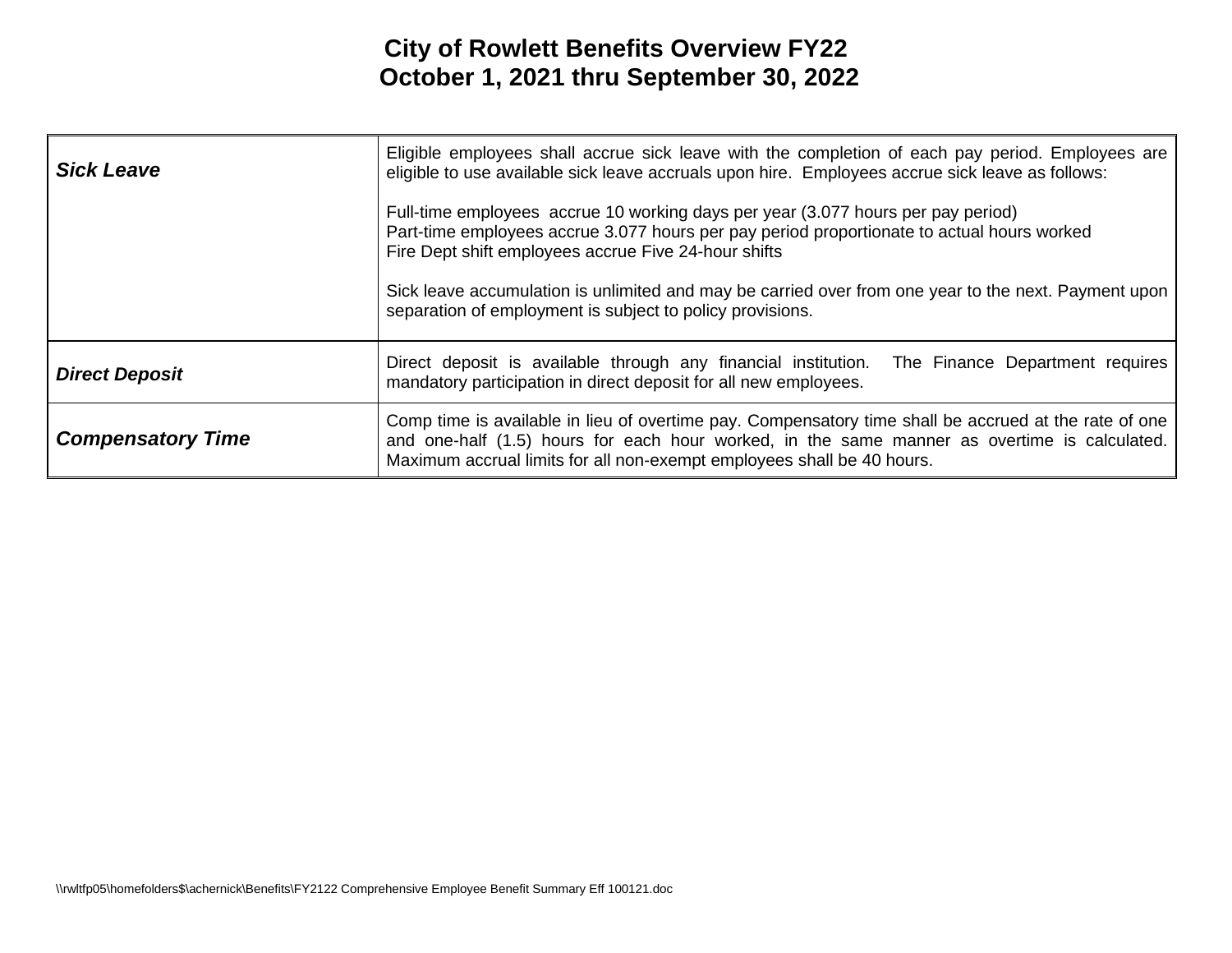# City of Rowlett Benefits Overview FY22
## October 1, 2021 thru September 30, 2022

| | |
|---|---|
| ***Sick Leave*** | Eligible employees shall accrue sick leave with the completion of each pay period. Employees are eligible to use available sick leave accruals upon hire. Employees accrue sick leave as follows:<br><br>Full-time employees accrue 10 working days per year (3.077 hours per pay period)<br>Part-time employees accrue 3.077 hours per pay period proportionate to actual hours worked<br>Fire Dept shift employees accrue Five 24-hour shifts<br><br>Sick leave accumulation is unlimited and may be carried over from one year to the next. Payment upon separation of employment is subject to policy provisions. |
| ***Direct Deposit*** | Direct deposit is available through any financial institution. The Finance Department requires mandatory participation in direct deposit for all new employees. |
| ***Compensatory Time*** | Comp time is available in lieu of overtime pay. Compensatory time shall be accrued at the rate of one and one-half (1.5) hours for each hour worked, in the same manner as overtime is calculated. Maximum accrual limits for all non-exempt employees shall be 40 hours. |

\\rwltfp05\homefolders$\achernick\Benefits\FY2122 Comprehensive Employee Benefit Summary Eff 100121.doc